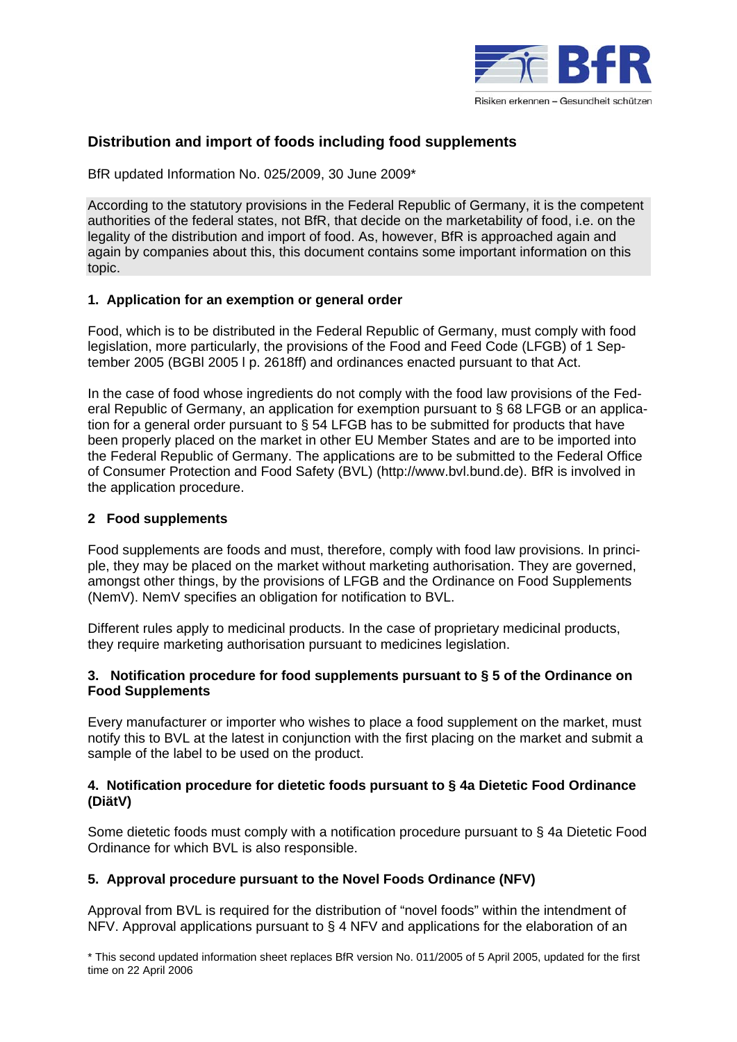## Distribution and import of foods including food supplements

BfR updated Information No. 025/2009, 30 June 2009*

According to the statutory provisions in the Federal Republic of Germany, it is the competent authorities of the federal states, not BfR, that decide on the marketability of food, i.e. on the legality of the distribution and import of food. As, however, BfR is approached again and again by companies about this, this document contains some important information on this topic.

### 1. Application for an exemption or general order

Food, which is to be distributed in the Federal Republic of Germany, must comply with food legislation, more particularly, the provisions of the Food and Feed Code (LFGB) of 1 September 2005 (BGBl 2005 I p. 2618ff) and ordinances enacted pursuant to that Act.

In the case of food whose ingredients do not comply with the food law provisions of the Federal Republic of Germany, an application for exemption pursuant to § 68 LFGB or an application for a general order pursuant to § 54 LFGB has to be submitted for products that have been properly placed on the market in other EU Member States and are to be imported into the Federal Republic of Germany. The applications are to be submitted to the Federal Office of Consumer Protection and Food Safety (BVL) (http://www.bvl.bund.de). BfR is involved in the application procedure.

### 2 Food supplements

Food supplements are foods and must, therefore, comply with food law provisions. In principle, they may be placed on the market without marketing authorisation. They are governed, amongst other things, by the provisions of LFGB and the Ordinance on Food Supplements (NemV). NemV specifies an obligation for notification to BVL.

Different rules apply to medicinal products. In the case of proprietary medicinal products, they require marketing authorisation pursuant to medicines legislation.

### 3. Notification procedure for food supplements pursuant to § 5 of the Ordinance on Food Supplements

Every manufacturer or importer who wishes to place a food supplement on the market, must notify this to BVL at the latest in conjunction with the first placing on the market and submit a sample of the label to be used on the product.

### 4. Notification procedure for dietetic foods pursuant to § 4a Dietetic Food Ordinance (DiätV)

Some dietetic foods must comply with a notification procedure pursuant to § 4a Dietetic Food Ordinance for which BVL is also responsible.

### 5. Approval procedure pursuant to the Novel Foods Ordinance (NFV)

Approval from BVL is required for the distribution of "novel foods" within the intendment of NFV. Approval applications pursuant to § 4 NFV and applications for the elaboration of an

* This second updated information sheet replaces BfR version No. 011/2005 of 5 April 2005, updated for the first time on 22 April 2006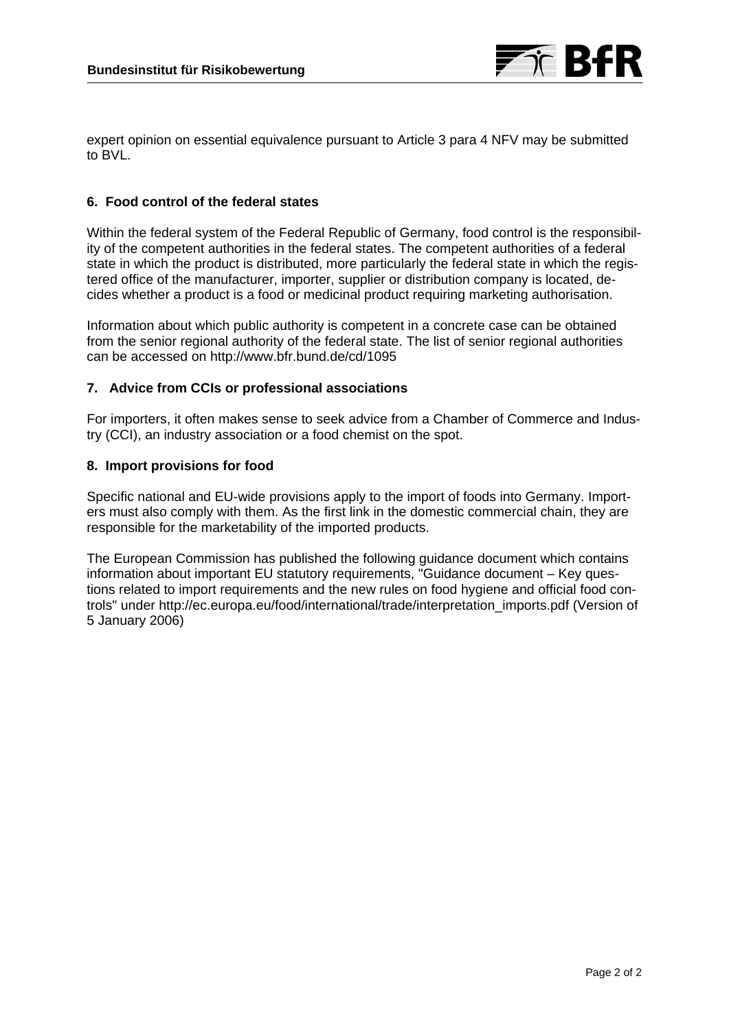expert opinion on essential equivalence pursuant to Article 3 para 4 NFV may be submitted to BVL.

## 6. Food control of the federal states

Within the federal system of the Federal Republic of Germany, food control is the responsibility of the competent authorities in the federal states. The competent authorities of a federal state in which the product is distributed, more particularly the federal state in which the registered office of the manufacturer, importer, supplier or distribution company is located, decides whether a product is a food or medicinal product requiring marketing authorisation.

Information about which public authority is competent in a concrete case can be obtained from the senior regional authority of the federal state. The list of senior regional authorities can be accessed on http://www.bfr.bund.de/cd/1095

## 7. Advice from CCIs or professional associations

For importers, it often makes sense to seek advice from a Chamber of Commerce and Industry (CCI), an industry association or a food chemist on the spot.

## 8. Import provisions for food

Specific national and EU-wide provisions apply to the import of foods into Germany. Importers must also comply with them. As the first link in the domestic commercial chain, they are responsible for the marketability of the imported products.

The European Commission has published the following guidance document which contains information about important EU statutory requirements, "Guidance document – Key questions related to import requirements and the new rules on food hygiene and official food controls" under http://ec.europa.eu/food/international/trade/interpretation_imports.pdf (Version of 5 January 2006)